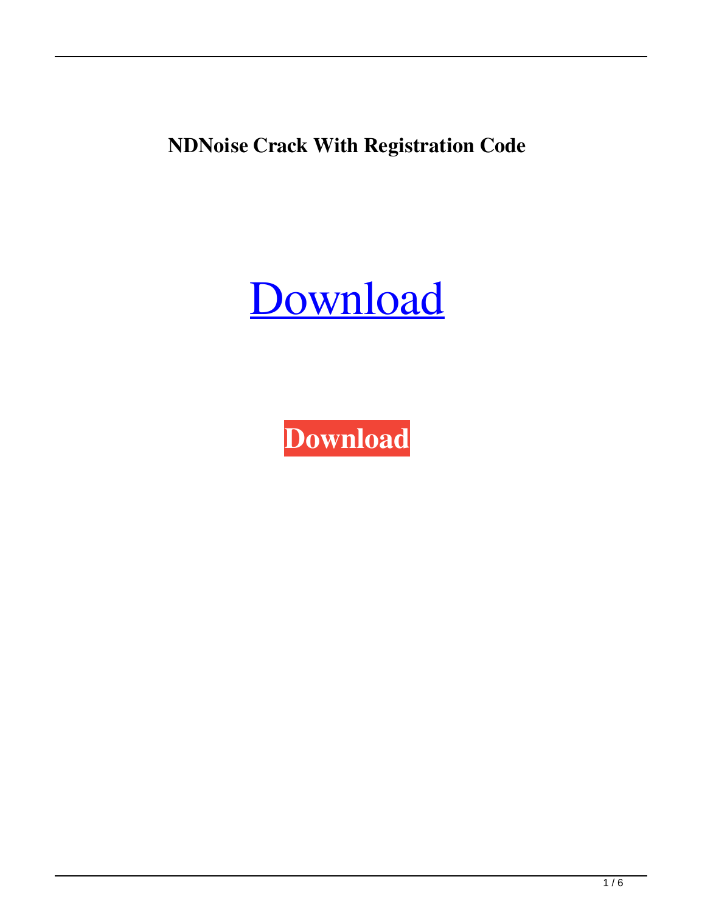**NDNoise Crack With Registration Code**

[Download](#)

**Download**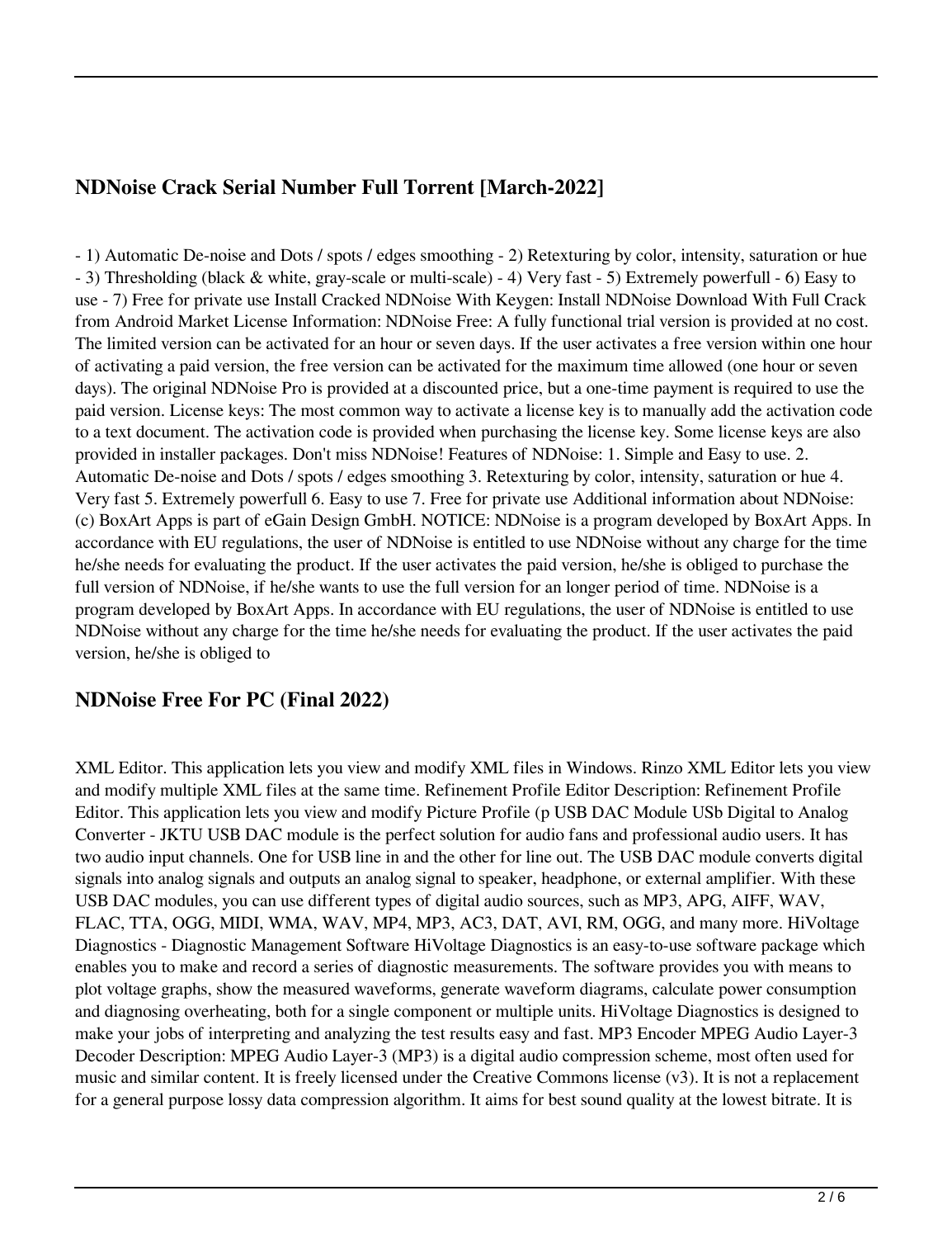## NDNoise Crack Serial Number Full Torrent [March-2022]

- 1) Automatic De-noise and Dots / spots / edges smoothing - 2) Retexturing by color, intensity, saturation or hue - 3) Thresholding (black & white, gray-scale or multi-scale) - 4) Very fast - 5) Extremely powerfull - 6) Easy to use - 7) Free for private use Install Cracked NDNoise With Keygen: Install NDNoise Download With Full Crack from Android Market License Information: NDNoise Free: A fully functional trial version is provided at no cost. The limited version can be activated for an hour or seven days. If the user activates a free version within one hour of activating a paid version, the free version can be activated for the maximum time allowed (one hour or seven days). The original NDNoise Pro is provided at a discounted price, but a one-time payment is required to use the paid version. License keys: The most common way to activate a license key is to manually add the activation code to a text document. The activation code is provided when purchasing the license key. Some license keys are also provided in installer packages. Don't miss NDNoise! Features of NDNoise: 1. Simple and Easy to use. 2. Automatic De-noise and Dots / spots / edges smoothing 3. Retexturing by color, intensity, saturation or hue 4. Very fast 5. Extremely powerfull 6. Easy to use 7. Free for private use Additional information about NDNoise: (c) BoxArt Apps is part of eGain Design GmbH. NOTICE: NDNoise is a program developed by BoxArt Apps. In accordance with EU regulations, the user of NDNoise is entitled to use NDNoise without any charge for the time he/she needs for evaluating the product. If the user activates the paid version, he/she is obliged to purchase the full version of NDNoise, if he/she wants to use the full version for an longer period of time. NDNoise is a program developed by BoxArt Apps. In accordance with EU regulations, the user of NDNoise is entitled to use NDNoise without any charge for the time he/she needs for evaluating the product. If the user activates the paid version, he/she is obliged to

## NDNoise Free For PC (Final 2022)

XML Editor. This application lets you view and modify XML files in Windows. Rinzo XML Editor lets you view and modify multiple XML files at the same time. Refinement Profile Editor Description: Refinement Profile Editor. This application lets you view and modify Picture Profile (p USB DAC Module USb Digital to Analog Converter - JKTU USB DAC module is the perfect solution for audio fans and professional audio users. It has two audio input channels. One for USB line in and the other for line out. The USB DAC module converts digital signals into analog signals and outputs an analog signal to speaker, headphone, or external amplifier. With these USB DAC modules, you can use different types of digital audio sources, such as MP3, APG, AIFF, WAV, FLAC, TTA, OGG, MIDI, WMA, WAV, MP4, MP3, AC3, DAT, AVI, RM, OGG, and many more. HiVoltage Diagnostics - Diagnostic Management Software HiVoltage Diagnostics is an easy-to-use software package which enables you to make and record a series of diagnostic measurements. The software provides you with means to plot voltage graphs, show the measured waveforms, generate waveform diagrams, calculate power consumption and diagnosing overheating, both for a single component or multiple units. HiVoltage Diagnostics is designed to make your jobs of interpreting and analyzing the test results easy and fast. MP3 Encoder MPEG Audio Layer-3 Decoder Description: MPEG Audio Layer-3 (MP3) is a digital audio compression scheme, most often used for music and similar content. It is freely licensed under the Creative Commons license (v3). It is not a replacement for a general purpose lossy data compression algorithm. It aims for best sound quality at the lowest bitrate. It is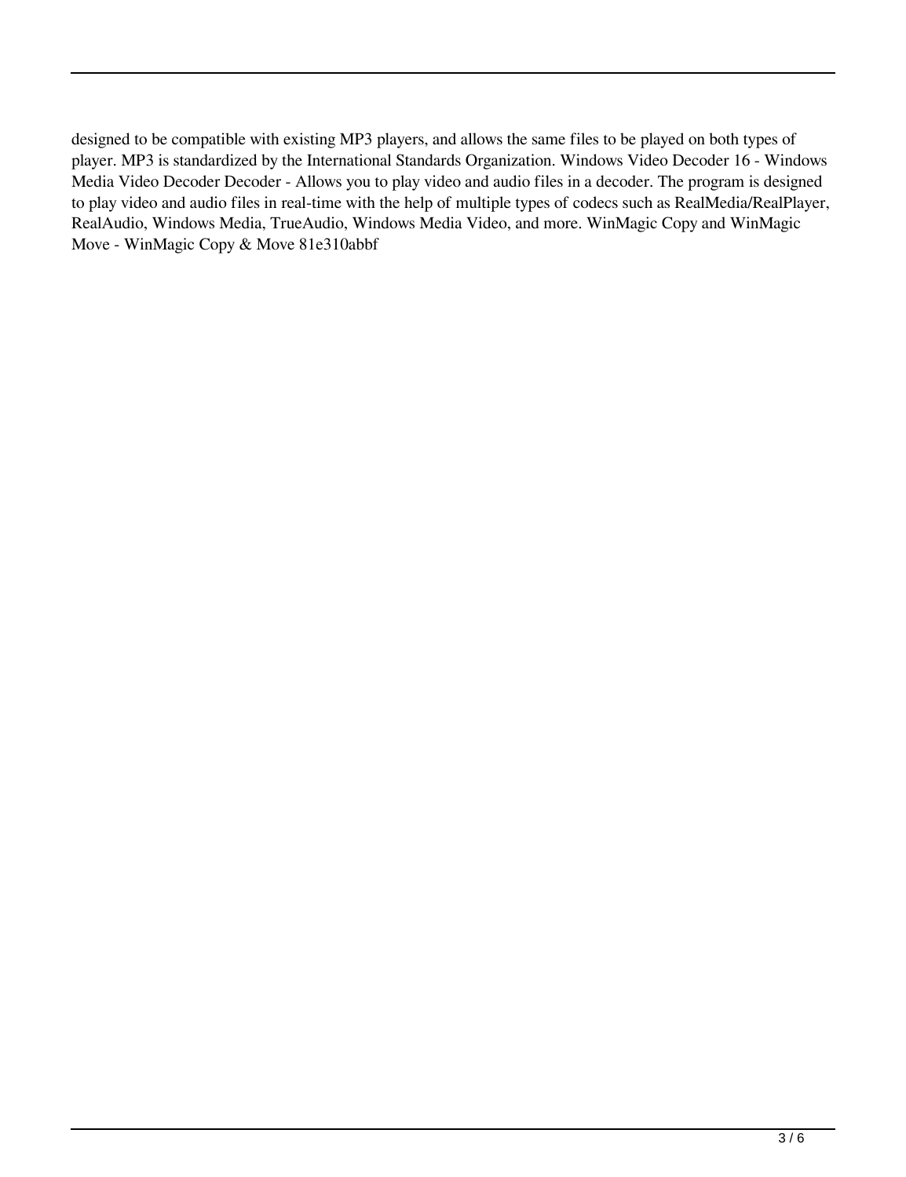designed to be compatible with existing MP3 players, and allows the same files to be played on both types of player. MP3 is standardized by the International Standards Organization. Windows Video Decoder 16 - Windows Media Video Decoder Decoder - Allows you to play video and audio files in a decoder. The program is designed to play video and audio files in real-time with the help of multiple types of codecs such as RealMedia/RealPlayer, RealAudio, Windows Media, TrueAudio, Windows Media Video, and more. WinMagic Copy and WinMagic Move - WinMagic Copy & Move 81e310abbf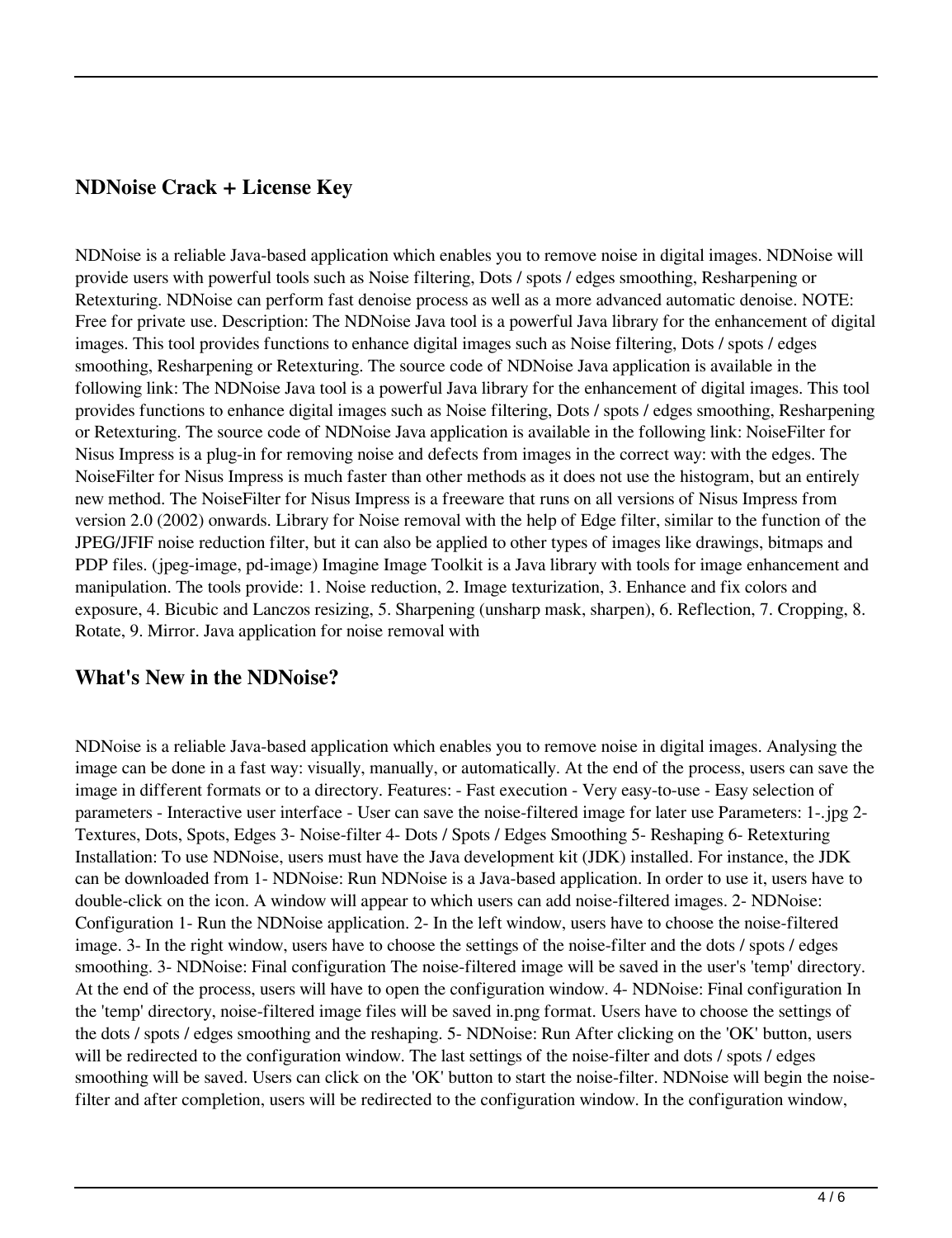## NDNoise Crack + License Key

NDNoise is a reliable Java-based application which enables you to remove noise in digital images. NDNoise will provide users with powerful tools such as Noise filtering, Dots / spots / edges smoothing, Resharpening or Retexturing. NDNoise can perform fast denoise process as well as a more advanced automatic denoise. NOTE: Free for private use. Description: The NDNoise Java tool is a powerful Java library for the enhancement of digital images. This tool provides functions to enhance digital images such as Noise filtering, Dots / spots / edges smoothing, Resharpening or Retexturing. The source code of NDNoise Java application is available in the following link: The NDNoise Java tool is a powerful Java library for the enhancement of digital images. This tool provides functions to enhance digital images such as Noise filtering, Dots / spots / edges smoothing, Resharpening or Retexturing. The source code of NDNoise Java application is available in the following link: NoiseFilter for Nisus Impress is a plug-in for removing noise and defects from images in the correct way: with the edges. The NoiseFilter for Nisus Impress is much faster than other methods as it does not use the histogram, but an entirely new method. The NoiseFilter for Nisus Impress is a freeware that runs on all versions of Nisus Impress from version 2.0 (2002) onwards. Library for Noise removal with the help of Edge filter, similar to the function of the JPEG/JFIF noise reduction filter, but it can also be applied to other types of images like drawings, bitmaps and PDP files. (jpeg-image, pd-image) Imagine Image Toolkit is a Java library with tools for image enhancement and manipulation. The tools provide: 1. Noise reduction, 2. Image texturization, 3. Enhance and fix colors and exposure, 4. Bicubic and Lanczos resizing, 5. Sharpening (unsharp mask, sharpen), 6. Reflection, 7. Cropping, 8. Rotate, 9. Mirror. Java application for noise removal with

## What's New in the NDNoise?

NDNoise is a reliable Java-based application which enables you to remove noise in digital images. Analysing the image can be done in a fast way: visually, manually, or automatically. At the end of the process, users can save the image in different formats or to a directory. Features: - Fast execution - Very easy-to-use - Easy selection of parameters - Interactive user interface - User can save the noise-filtered image for later use Parameters: 1-.jpg 2- Textures, Dots, Spots, Edges 3- Noise-filter 4- Dots / Spots / Edges Smoothing 5- Reshaping 6- Retexturing Installation: To use NDNoise, users must have the Java development kit (JDK) installed. For instance, the JDK can be downloaded from 1- NDNoise: Run NDNoise is a Java-based application. In order to use it, users have to double-click on the icon. A window will appear to which users can add noise-filtered images. 2- NDNoise: Configuration 1- Run the NDNoise application. 2- In the left window, users have to choose the noise-filtered image. 3- In the right window, users have to choose the settings of the noise-filter and the dots / spots / edges smoothing. 3- NDNoise: Final configuration The noise-filtered image will be saved in the user's 'temp' directory. At the end of the process, users will have to open the configuration window. 4- NDNoise: Final configuration In the 'temp' directory, noise-filtered image files will be saved in.png format. Users have to choose the settings of the dots / spots / edges smoothing and the reshaping. 5- NDNoise: Run After clicking on the 'OK' button, users will be redirected to the configuration window. The last settings of the noise-filter and dots / spots / edges smoothing will be saved. Users can click on the 'OK' button to start the noise-filter. NDNoise will begin the noise-filter and after completion, users will be redirected to the configuration window. In the configuration window,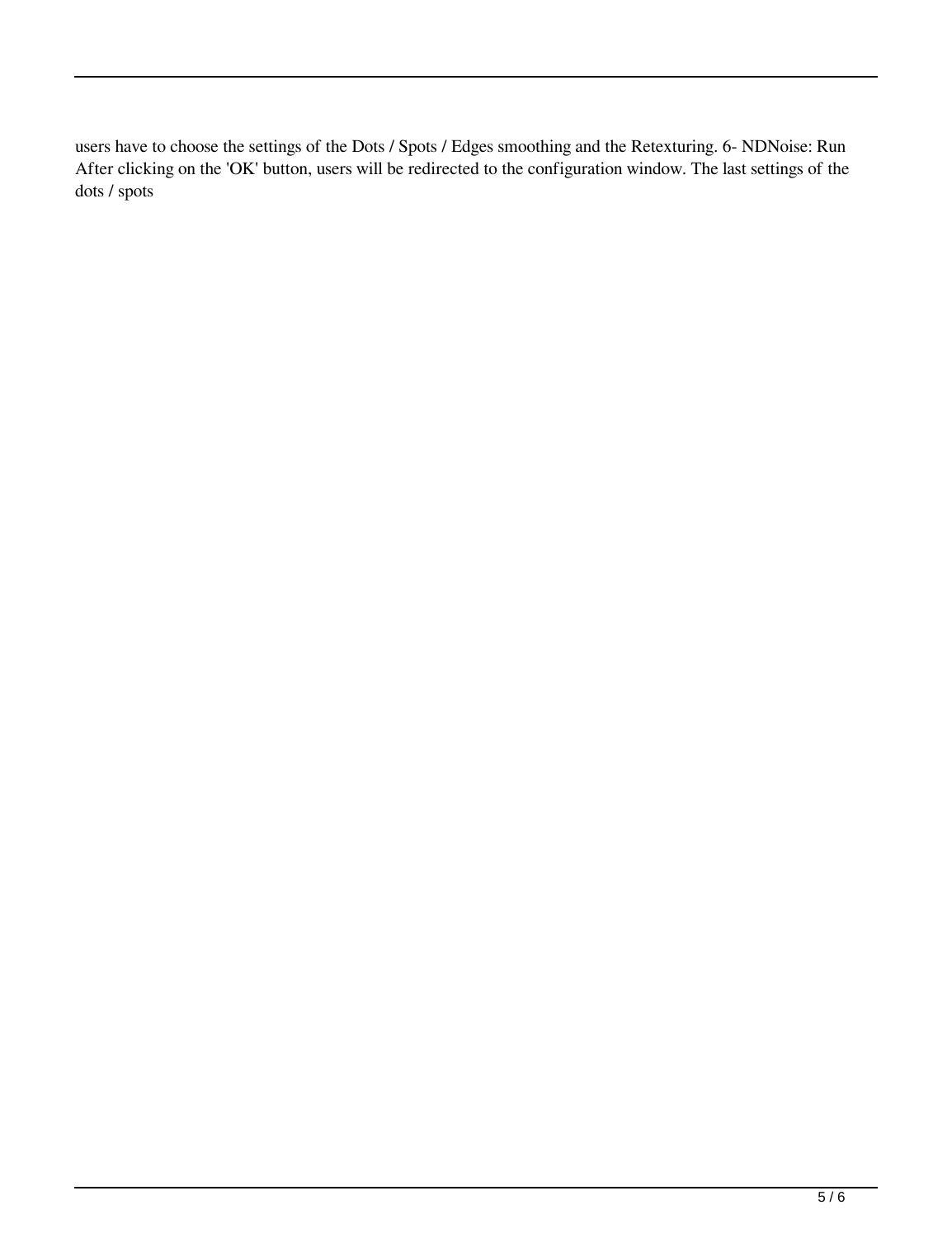users have to choose the settings of the Dots / Spots / Edges smoothing and the Retexturing. 6- NDNoise: Run After clicking on the 'OK' button, users will be redirected to the configuration window. The last settings of the dots / spots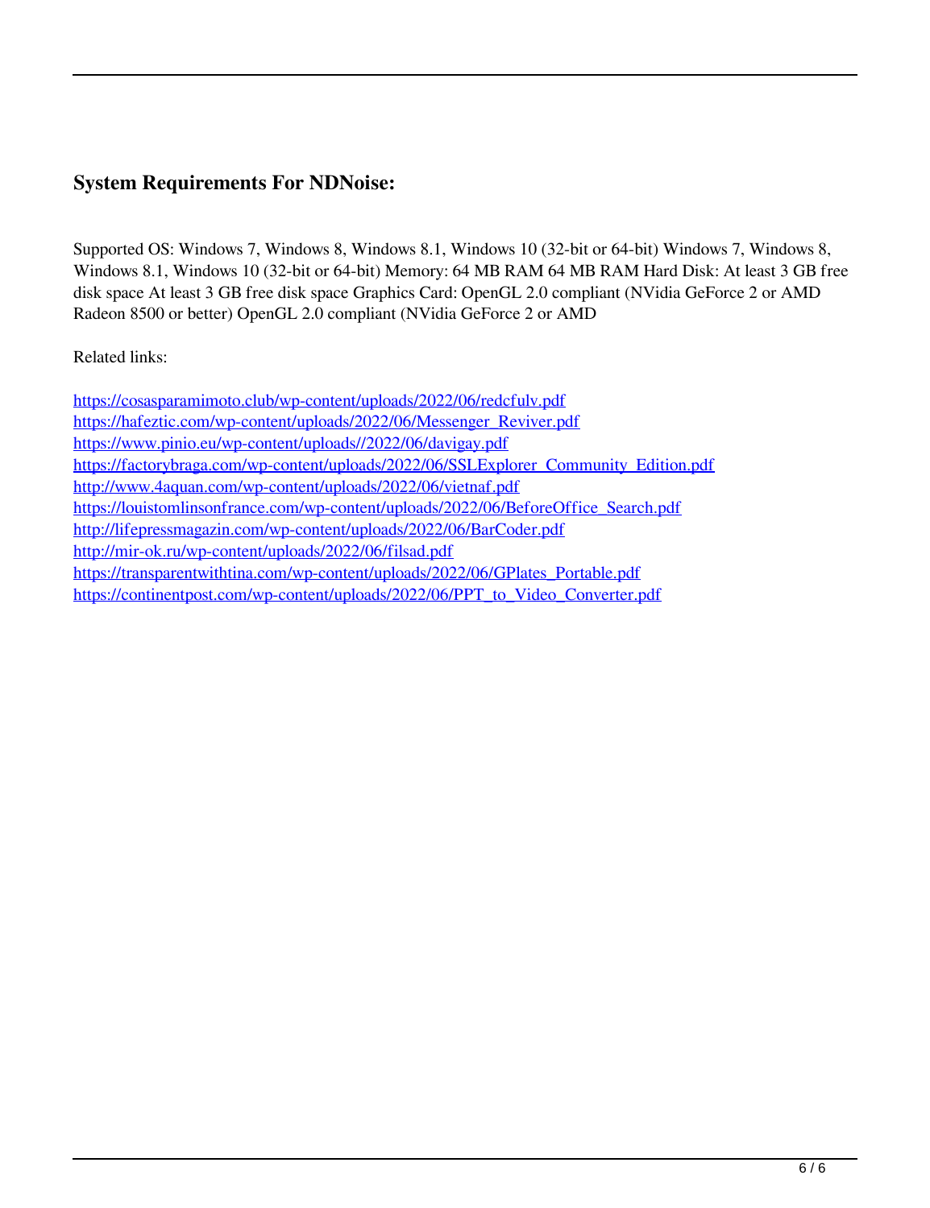## System Requirements For NDNoise:

Supported OS: Windows 7, Windows 8, Windows 8.1, Windows 10 (32-bit or 64-bit) Windows 7, Windows 8, Windows 8.1, Windows 10 (32-bit or 64-bit) Memory: 64 MB RAM 64 MB RAM Hard Disk: At least 3 GB free disk space At least 3 GB free disk space Graphics Card: OpenGL 2.0 compliant (NVidia GeForce 2 or AMD Radeon 8500 or better) OpenGL 2.0 compliant (NVidia GeForce 2 or AMD

Related links:

https://cosasparamimoto.club/wp-content/uploads/2022/06/redcfulv.pdf
https://hafeztic.com/wp-content/uploads/2022/06/Messenger_Reviver.pdf
https://www.pinio.eu/wp-content/uploads//2022/06/davigay.pdf
https://factorybraga.com/wp-content/uploads/2022/06/SSLExplorer_Community_Edition.pdf
http://www.4aquan.com/wp-content/uploads/2022/06/vietnaf.pdf
https://louistomlinsonfrance.com/wp-content/uploads/2022/06/BeforeOffice_Search.pdf
http://lifepressmagazin.com/wp-content/uploads/2022/06/BarCoder.pdf
http://mir-ok.ru/wp-content/uploads/2022/06/filsad.pdf
https://transparentwithtina.com/wp-content/uploads/2022/06/GPlates_Portable.pdf
https://continentpost.com/wp-content/uploads/2022/06/PPT_to_Video_Converter.pdf